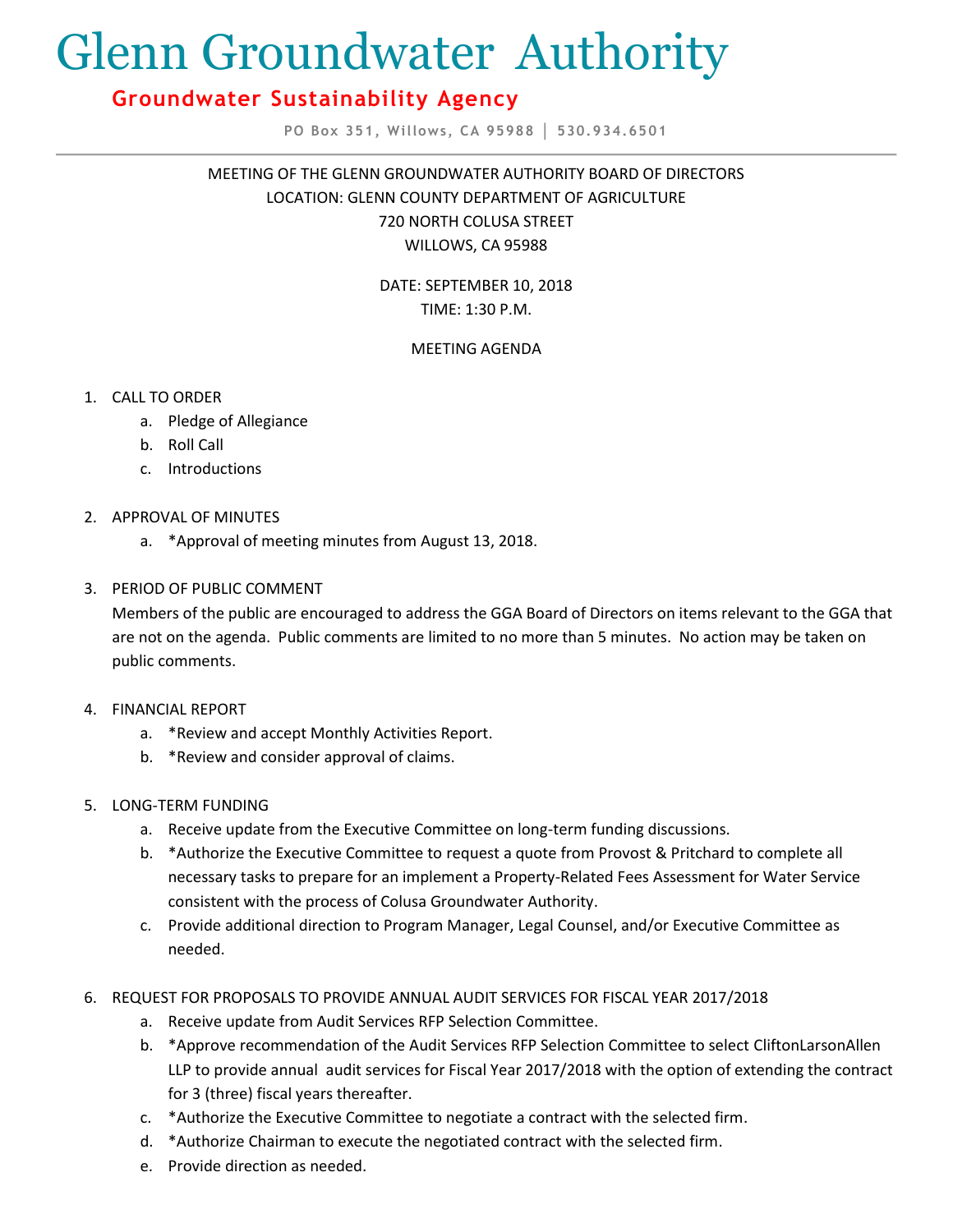# Glenn Groundwater Authority

## Groundwater Sustainability Agency

PO Box 351, Willows, CA 95988 │ 530.934.6501

MEETING OF THE GLENN GROUNDWATER AUTHORITY BOARD OF DIRECTORS
LOCATION: GLENN COUNTY DEPARTMENT OF AGRICULTURE
720 NORTH COLUSA STREET
WILLOWS, CA 95988

DATE: SEPTEMBER 10, 2018
TIME: 1:30 P.M.

MEETING AGENDA

1. CALL TO ORDER
   a. Pledge of Allegiance
   b. Roll Call
   c. Introductions

2. APPROVAL OF MINUTES
   a. *Approval of meeting minutes from August 13, 2018.

3. PERIOD OF PUBLIC COMMENT
   Members of the public are encouraged to address the GGA Board of Directors on items relevant to the GGA that are not on the agenda. Public comments are limited to no more than 5 minutes. No action may be taken on public comments.

4. FINANCIAL REPORT
   a. *Review and accept Monthly Activities Report.
   b. *Review and consider approval of claims.

5. LONG-TERM FUNDING
   a. Receive update from the Executive Committee on long-term funding discussions.
   b. *Authorize the Executive Committee to request a quote from Provost & Pritchard to complete all necessary tasks to prepare for an implement a Property-Related Fees Assessment for Water Service consistent with the process of Colusa Groundwater Authority.
   c. Provide additional direction to Program Manager, Legal Counsel, and/or Executive Committee as needed.

6. REQUEST FOR PROPOSALS TO PROVIDE ANNUAL AUDIT SERVICES FOR FISCAL YEAR 2017/2018
   a. Receive update from Audit Services RFP Selection Committee.
   b. *Approve recommendation of the Audit Services RFP Selection Committee to select CliftonLarsonAllen LLP to provide annual audit services for Fiscal Year 2017/2018 with the option of extending the contract for 3 (three) fiscal years thereafter.
   c. *Authorize the Executive Committee to negotiate a contract with the selected firm.
   d. *Authorize Chairman to execute the negotiated contract with the selected firm.
   e. Provide direction as needed.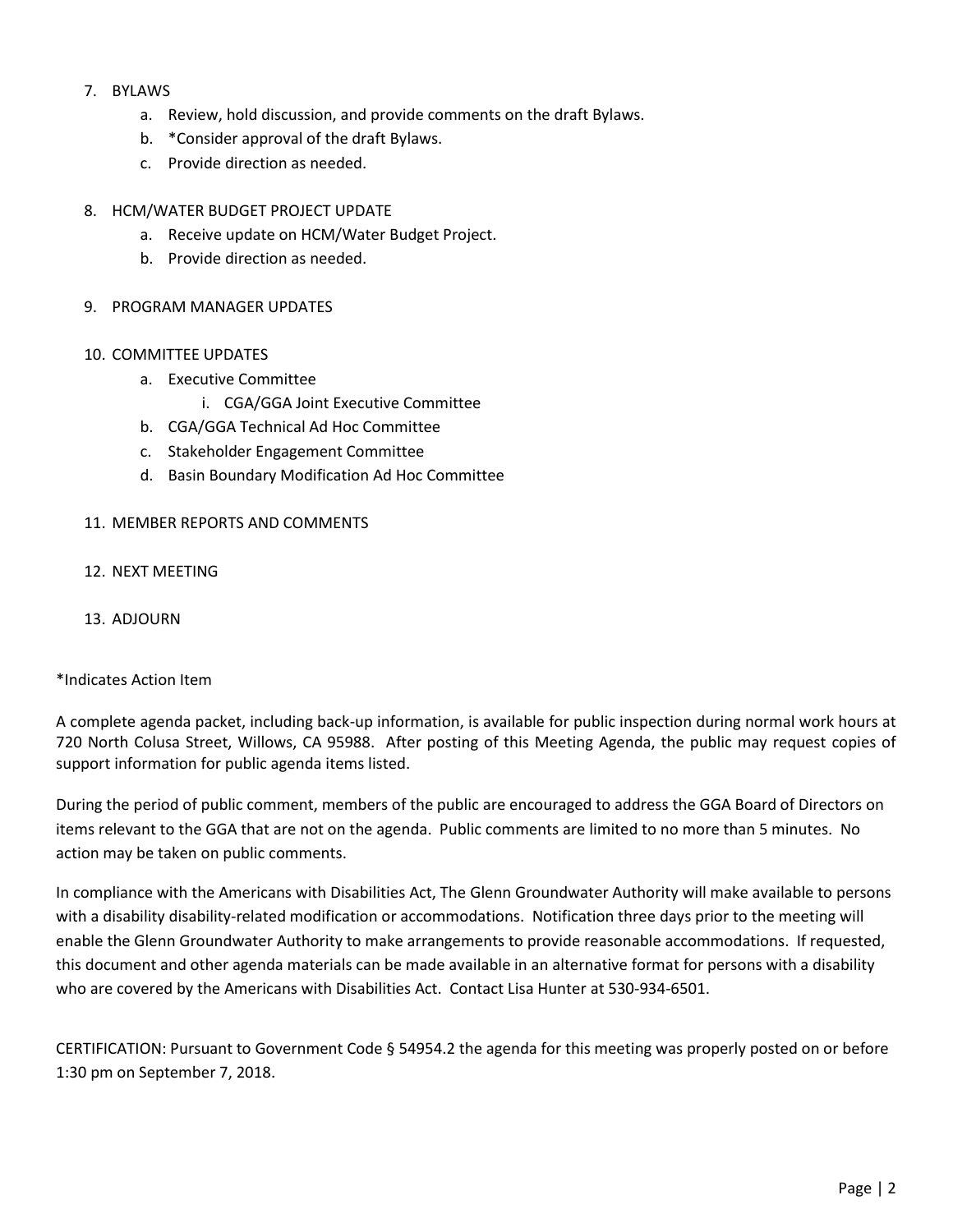7. BYLAWS
    a. Review, hold discussion, and provide comments on the draft Bylaws.
    b. *Consider approval of the draft Bylaws.
    c. Provide direction as needed.

8. HCM/WATER BUDGET PROJECT UPDATE
    a. Receive update on HCM/Water Budget Project.
    b. Provide direction as needed.

9. PROGRAM MANAGER UPDATES

10. COMMITTEE UPDATES
    a. Executive Committee
        i. CGA/GGA Joint Executive Committee
    b. CGA/GGA Technical Ad Hoc Committee
    c. Stakeholder Engagement Committee
    d. Basin Boundary Modification Ad Hoc Committee

11. MEMBER REPORTS AND COMMENTS

12. NEXT MEETING

13. ADJOURN

*Indicates Action Item

A complete agenda packet, including back-up information, is available for public inspection during normal work hours at 720 North Colusa Street, Willows, CA 95988. After posting of this Meeting Agenda, the public may request copies of support information for public agenda items listed.

During the period of public comment, members of the public are encouraged to address the GGA Board of Directors on items relevant to the GGA that are not on the agenda. Public comments are limited to no more than 5 minutes. No action may be taken on public comments.

In compliance with the Americans with Disabilities Act, The Glenn Groundwater Authority will make available to persons with a disability disability-related modification or accommodations. Notification three days prior to the meeting will enable the Glenn Groundwater Authority to make arrangements to provide reasonable accommodations. If requested, this document and other agenda materials can be made available in an alternative format for persons with a disability who are covered by the Americans with Disabilities Act. Contact Lisa Hunter at 530-934-6501.

CERTIFICATION: Pursuant to Government Code § 54954.2 the agenda for this meeting was properly posted on or before 1:30 pm on September 7, 2018.